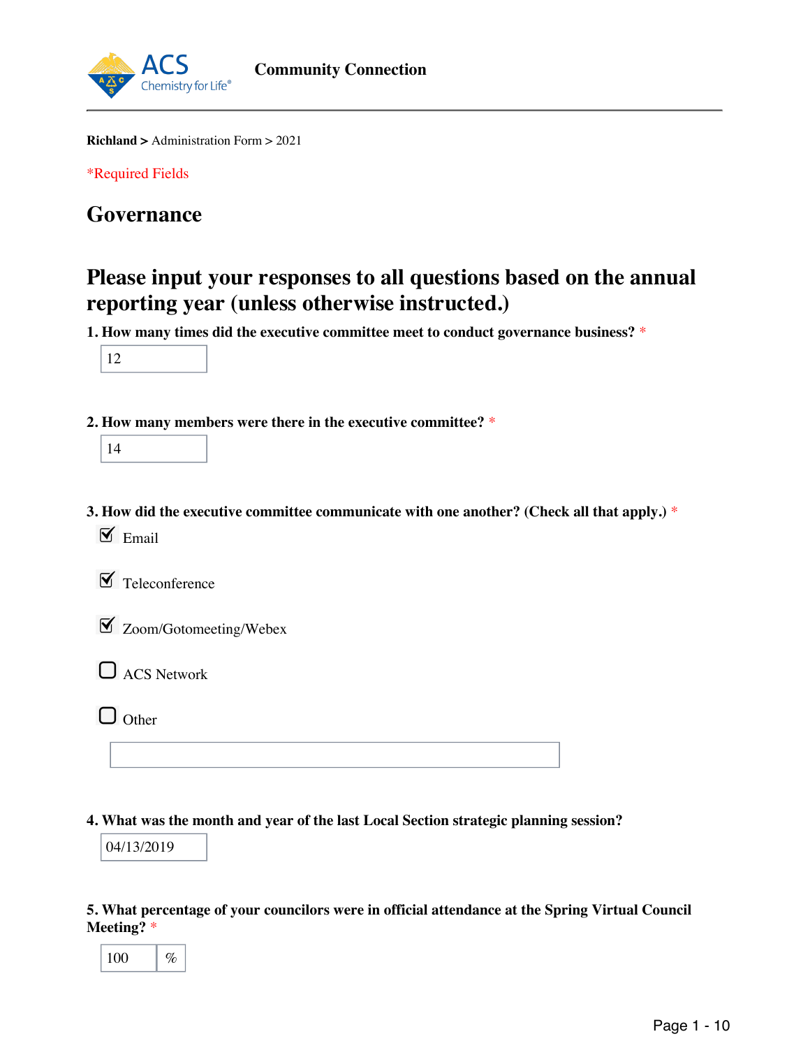**Community Connection**

**Richland >** Administration Form > 2021

*Required Fields

# Governance

## Please input your responses to all questions based on the annual reporting year (unless otherwise instructed.)

**1. How many times did the executive committee meet to conduct governance business?** *

12

**2. How many members were there in the executive committee?** *

14

**3. How did the executive committee communicate with one another? (Check all that apply.)** *

- [x] Email
- [x] Teleconference
- [x] Zoom/Gotomeeting/Webex
- [ ] ACS Network
- [ ] Other

**4. What was the month and year of the last Local Section strategic planning session?**

04/13/2019

**5. What percentage of your councilors were in official attendance at the Spring Virtual Council Meeting?** *

100 %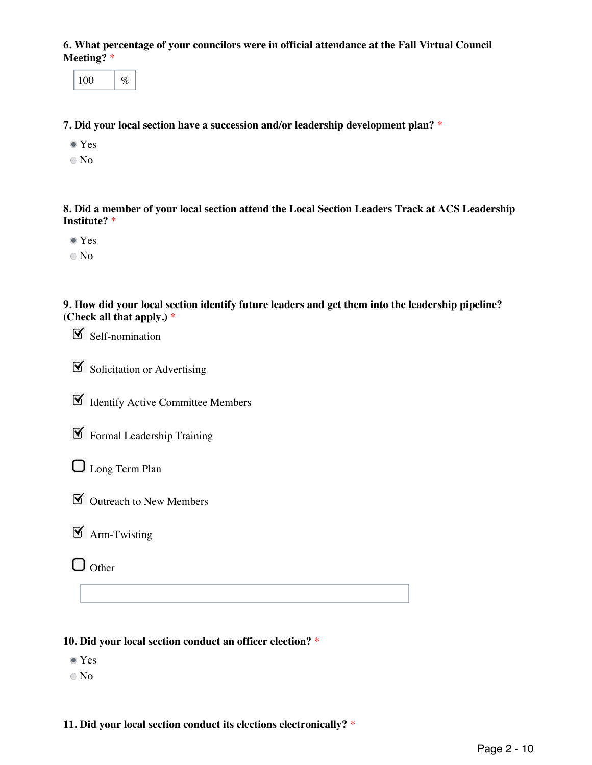**6. What percentage of your councilors were in official attendance at the Fall Virtual Council Meeting?** *

100 %

**7. Did your local section have a succession and/or leadership development plan?** *

- (x) Yes
- ( ) No

**8. Did a member of your local section attend the Local Section Leaders Track at ACS Leadership Institute?** *

- (x) Yes
- ( ) No

**9. How did your local section identify future leaders and get them into the leadership pipeline? (Check all that apply.)** *

- [x] Self-nomination
- [x] Solicitation or Advertising
- [x] Identify Active Committee Members
- [x] Formal Leadership Training
- [ ] Long Term Plan
- [x] Outreach to New Members
- [x] Arm-Twisting
- [ ] Other

**10. Did your local section conduct an officer election?** *

- (x) Yes
- ( ) No

**11. Did your local section conduct its elections electronically?** *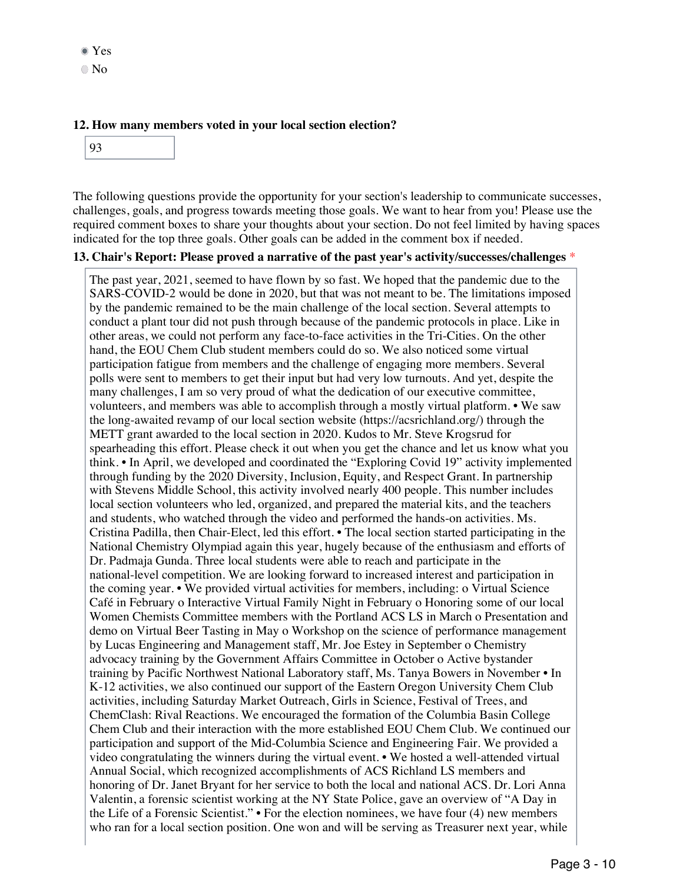- (selected) Yes
- No

**12. How many members voted in your local section election?**

93

The following questions provide the opportunity for your section's leadership to communicate successes, challenges, goals, and progress towards meeting those goals. We want to hear from you! Please use the required comment boxes to share your thoughts about your section. Do not feel limited by having spaces indicated for the top three goals. Other goals can be added in the comment box if needed.

**13. Chair's Report: Please proved a narrative of the past year's activity/successes/challenges** *

The past year, 2021, seemed to have flown by so fast. We hoped that the pandemic due to the SARS-COVID-2 would be done in 2020, but that was not meant to be. The limitations imposed by the pandemic remained to be the main challenge of the local section. Several attempts to conduct a plant tour did not push through because of the pandemic protocols in place. Like in other areas, we could not perform any face-to-face activities in the Tri-Cities. On the other hand, the EOU Chem Club student members could do so. We also noticed some virtual participation fatigue from members and the challenge of engaging more members. Several polls were sent to members to get their input but had very low turnouts. And yet, despite the many challenges, I am so very proud of what the dedication of our executive committee, volunteers, and members was able to accomplish through a mostly virtual platform. • We saw the long-awaited revamp of our local section website (https://acsrichland.org/) through the METT grant awarded to the local section in 2020. Kudos to Mr. Steve Krogsrud for spearheading this effort. Please check it out when you get the chance and let us know what you think. • In April, we developed and coordinated the "Exploring Covid 19" activity implemented through funding by the 2020 Diversity, Inclusion, Equity, and Respect Grant. In partnership with Stevens Middle School, this activity involved nearly 400 people. This number includes local section volunteers who led, organized, and prepared the material kits, and the teachers and students, who watched through the video and performed the hands-on activities. Ms. Cristina Padilla, then Chair-Elect, led this effort. • The local section started participating in the National Chemistry Olympiad again this year, hugely because of the enthusiasm and efforts of Dr. Padmaja Gunda. Three local students were able to reach and participate in the national-level competition. We are looking forward to increased interest and participation in the coming year. • We provided virtual activities for members, including: o Virtual Science Café in February o Interactive Virtual Family Night in February o Honoring some of our local Women Chemists Committee members with the Portland ACS LS in March o Presentation and demo on Virtual Beer Tasting in May o Workshop on the science of performance management by Lucas Engineering and Management staff, Mr. Joe Estey in September o Chemistry advocacy training by the Government Affairs Committee in October o Active bystander training by Pacific Northwest National Laboratory staff, Ms. Tanya Bowers in November • In K-12 activities, we also continued our support of the Eastern Oregon University Chem Club activities, including Saturday Market Outreach, Girls in Science, Festival of Trees, and ChemClash: Rival Reactions. We encouraged the formation of the Columbia Basin College Chem Club and their interaction with the more established EOU Chem Club. We continued our participation and support of the Mid-Columbia Science and Engineering Fair. We provided a video congratulating the winners during the virtual event. • We hosted a well-attended virtual Annual Social, which recognized accomplishments of ACS Richland LS members and honoring of Dr. Janet Bryant for her service to both the local and national ACS. Dr. Lori Anna Valentin, a forensic scientist working at the NY State Police, gave an overview of "A Day in the Life of a Forensic Scientist." • For the election nominees, we have four (4) new members who ran for a local section position. One won and will be serving as Treasurer next year, while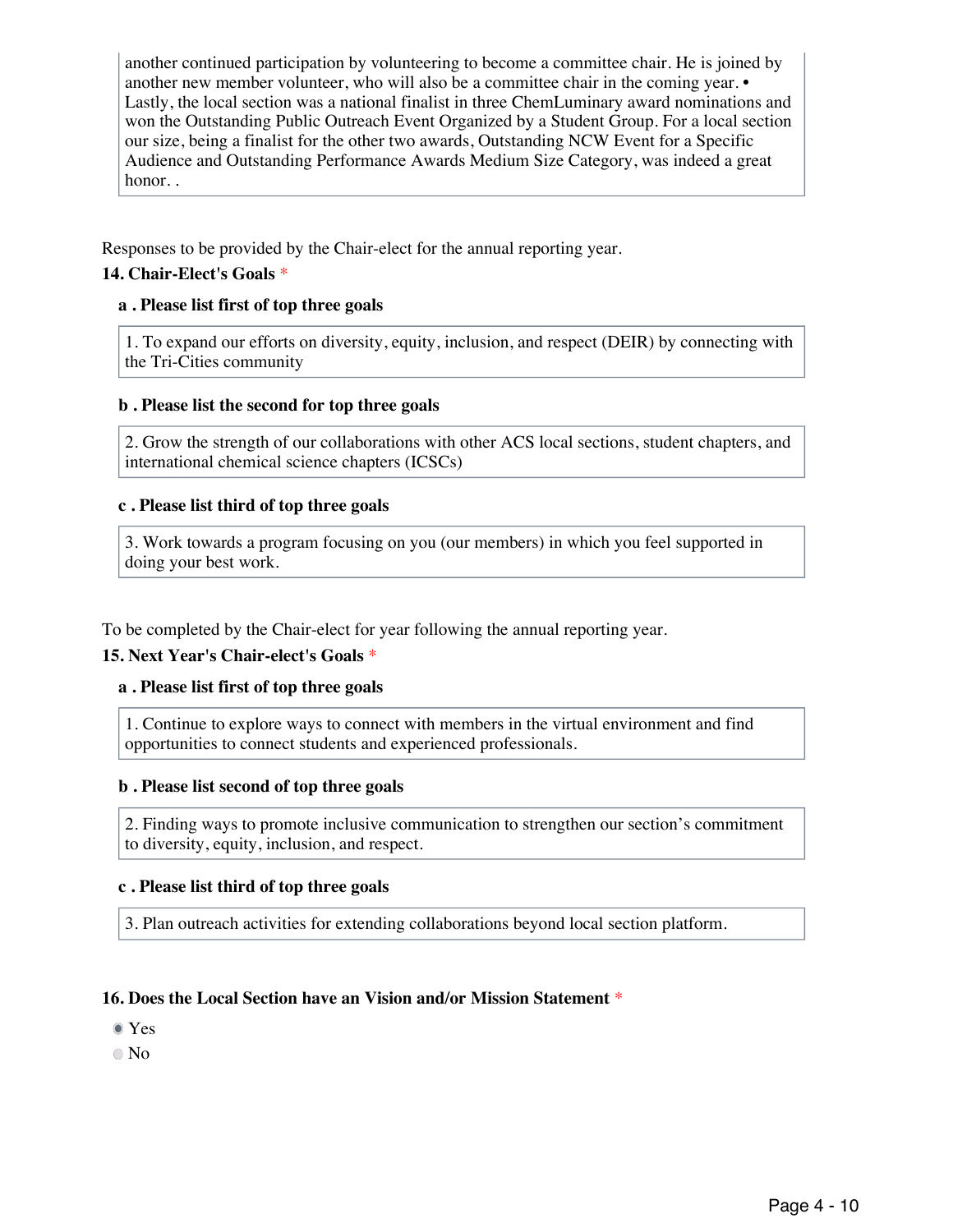another continued participation by volunteering to become a committee chair. He is joined by another new member volunteer, who will also be a committee chair in the coming year. • Lastly, the local section was a national finalist in three ChemLuminary award nominations and won the Outstanding Public Outreach Event Organized by a Student Group. For a local section our size, being a finalist for the other two awards, Outstanding NCW Event for a Specific Audience and Outstanding Performance Awards Medium Size Category, was indeed a great honor. .

Responses to be provided by the Chair-elect for the annual reporting year.

**14. Chair-Elect's Goals** *

**a . Please list first of top three goals**

1. To expand our efforts on diversity, equity, inclusion, and respect (DEIR) by connecting with the Tri-Cities community

**b . Please list the second for top three goals**

2. Grow the strength of our collaborations with other ACS local sections, student chapters, and international chemical science chapters (ICSCs)

**c . Please list third of top three goals**

3. Work towards a program focusing on you (our members) in which you feel supported in doing your best work.

To be completed by the Chair-elect for year following the annual reporting year.

**15. Next Year's Chair-elect's Goals** *

**a . Please list first of top three goals**

1. Continue to explore ways to connect with members in the virtual environment and find opportunities to connect students and experienced professionals.

**b . Please list second of top three goals**

2. Finding ways to promote inclusive communication to strengthen our section's commitment to diversity, equity, inclusion, and respect.

**c . Please list third of top three goals**

3. Plan outreach activities for extending collaborations beyond local section platform.

**16. Does the Local Section have an Vision and/or Mission Statement** *

- [x] Yes
- [ ] No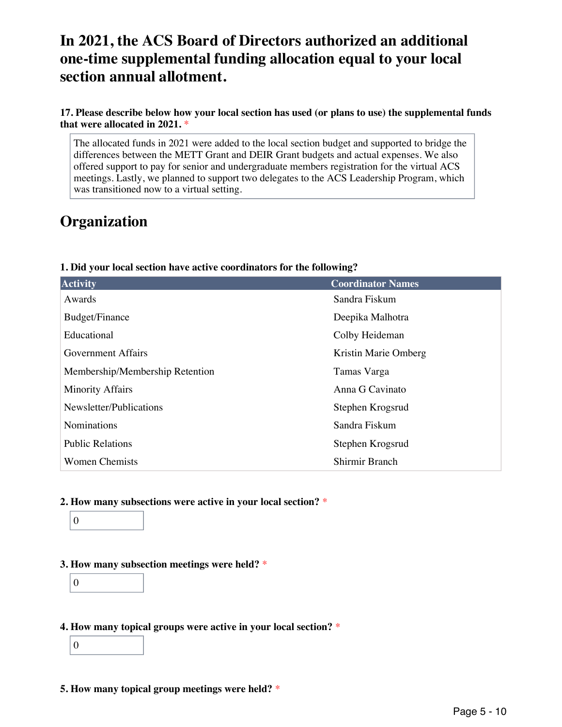# In 2021, the ACS Board of Directors authorized an additional one-time supplemental funding allocation equal to your local section annual allotment.

**17. Please describe below how your local section has used (or plans to use) the supplemental funds that were allocated in 2021.** *

The allocated funds in 2021 were added to the local section budget and supported to bridge the differences between the METT Grant and DEIR Grant budgets and actual expenses. We also offered support to pay for senior and undergraduate members registration for the virtual ACS meetings. Lastly, we planned to support two delegates to the ACS Leadership Program, which was transitioned now to a virtual setting.

# Organization

**1. Did your local section have active coordinators for the following?**

| Activity | Coordinator Names |
| --- | --- |
| Awards | Sandra Fiskum |
| Budget/Finance | Deepika Malhotra |
| Educational | Colby Heideman |
| Government Affairs | Kristin Marie Omberg |
| Membership/Membership Retention | Tamas Varga |
| Minority Affairs | Anna G Cavinato |
| Newsletter/Publications | Stephen Krogsrud |
| Nominations | Sandra Fiskum |
| Public Relations | Stephen Krogsrud |
| Women Chemists | Shirmir Branch |

**2. How many subsections were active in your local section?** *

0

**3. How many subsection meetings were held?** *

0

**4. How many topical groups were active in your local section?** *

0

**5. How many topical group meetings were held?** *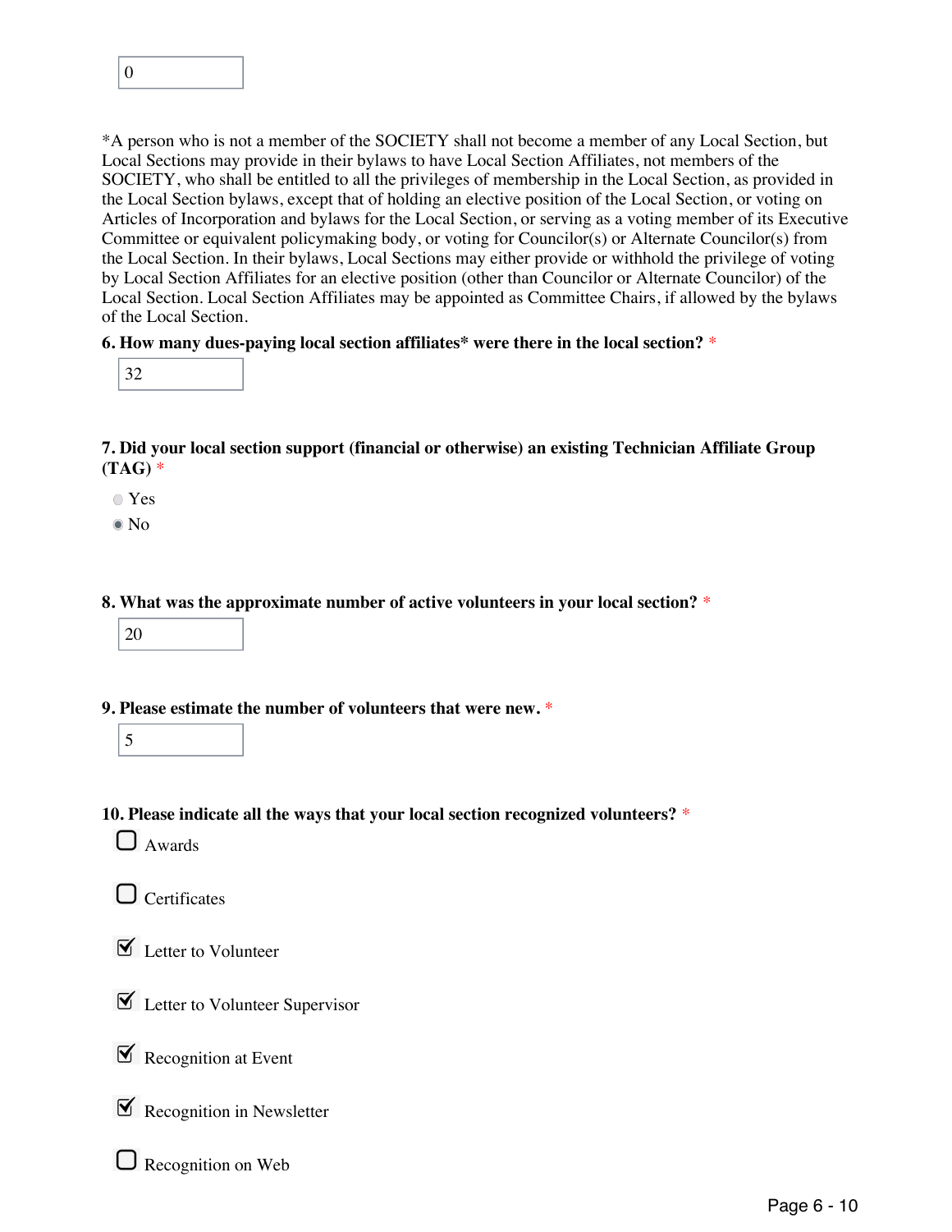0

*A person who is not a member of the SOCIETY shall not become a member of any Local Section, but Local Sections may provide in their bylaws to have Local Section Affiliates, not members of the SOCIETY, who shall be entitled to all the privileges of membership in the Local Section, as provided in the Local Section bylaws, except that of holding an elective position of the Local Section, or voting on Articles of Incorporation and bylaws for the Local Section, or serving as a voting member of its Executive Committee or equivalent policymaking body, or voting for Councilor(s) or Alternate Councilor(s) from the Local Section. In their bylaws, Local Sections may either provide or withhold the privilege of voting by Local Section Affiliates for an elective position (other than Councilor or Alternate Councilor) of the Local Section. Local Section Affiliates may be appointed as Committee Chairs, if allowed by the bylaws of the Local Section.

**6. How many dues-paying local section affiliates* were there in the local section?** *

32

**7. Did your local section support (financial or otherwise) an existing Technician Affiliate Group (TAG)** *

- ○ Yes
- ◉ No

**8. What was the approximate number of active volunteers in your local section?** *

20

**9. Please estimate the number of volunteers that were new.** *

5

**10. Please indicate all the ways that your local section recognized volunteers?** *

- ☐ Awards
- ☐ Certificates
- ☑ Letter to Volunteer
- ☑ Letter to Volunteer Supervisor
- ☑ Recognition at Event
- ☑ Recognition in Newsletter
- ☐ Recognition on Web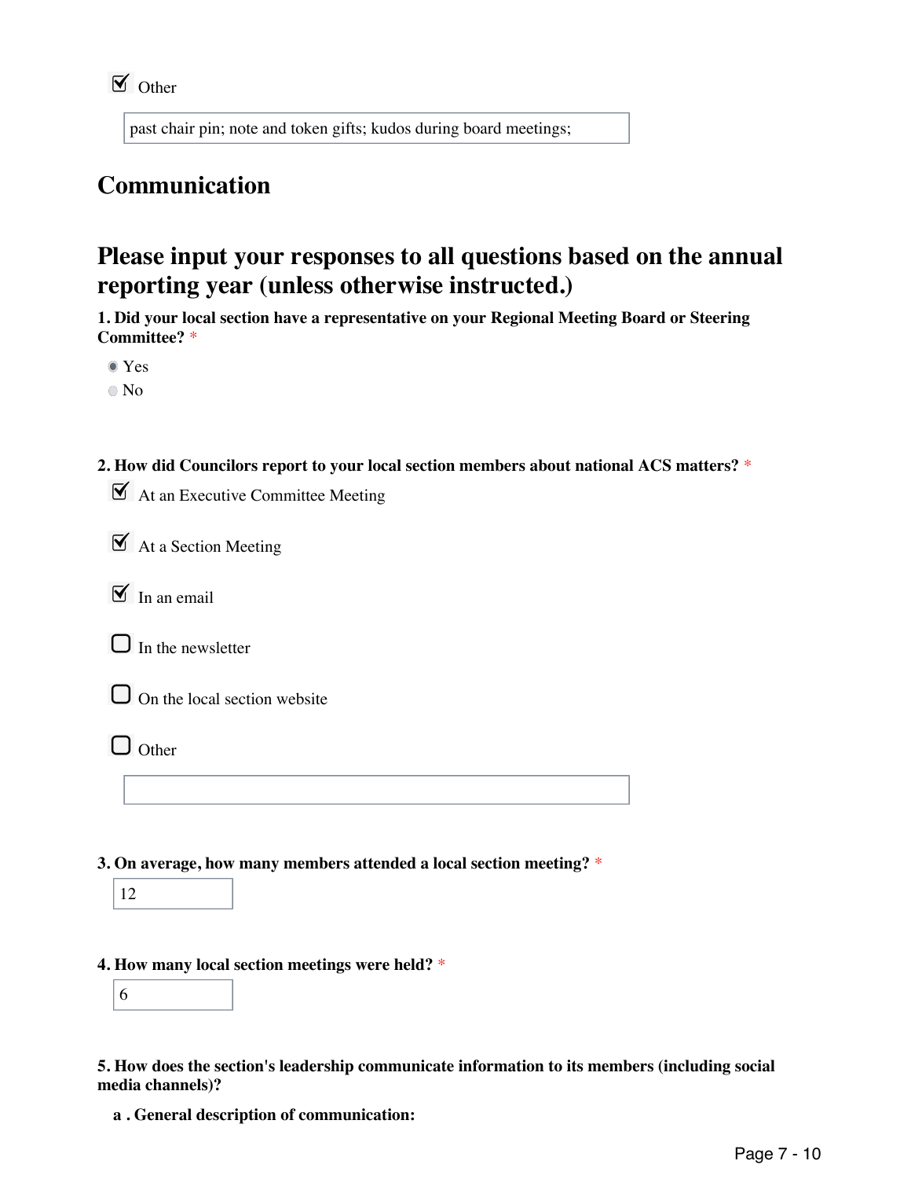- [x] Other

past chair pin; note and token gifts; kudos during board meetings;

## Communication

## Please input your responses to all questions based on the annual reporting year (unless otherwise instructed.)

**1. Did your local section have a representative on your Regional Meeting Board or Steering Committee?** *

- (•) Yes
- ( ) No

**2. How did Councilors report to your local section members about national ACS matters?** *

- [x] At an Executive Committee Meeting
- [x] At a Section Meeting
- [x] In an email
- [ ] In the newsletter
- [ ] On the local section website
- [ ] Other

**3. On average, how many members attended a local section meeting?** *

12

**4. How many local section meetings were held?** *

6

**5. How does the section's leadership communicate information to its members (including social media channels)?**

**a . General description of communication:**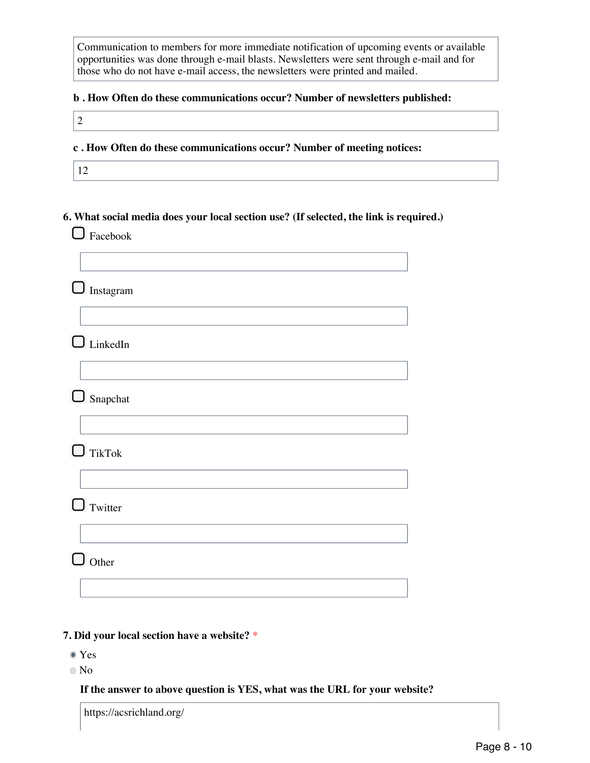Communication to members for more immediate notification of upcoming events or available opportunities was done through e-mail blasts. Newsletters were sent through e-mail and for those who do not have e-mail access, the newsletters were printed and mailed.

**b . How Often do these communications occur? Number of newsletters published:**

2

**c . How Often do these communications occur? Number of meeting notices:**

12

**6. What social media does your local section use? (If selected, the link is required.)**

- [ ] Facebook
- [ ] Instagram
- [ ] LinkedIn
- [ ] Snapchat
- [ ] TikTok
- [ ] Twitter
- [ ] Other

**7. Did your local section have a website?** *

- (x) Yes
- ( ) No

**If the answer to above question is YES, what was the URL for your website?**

https://acsrichland.org/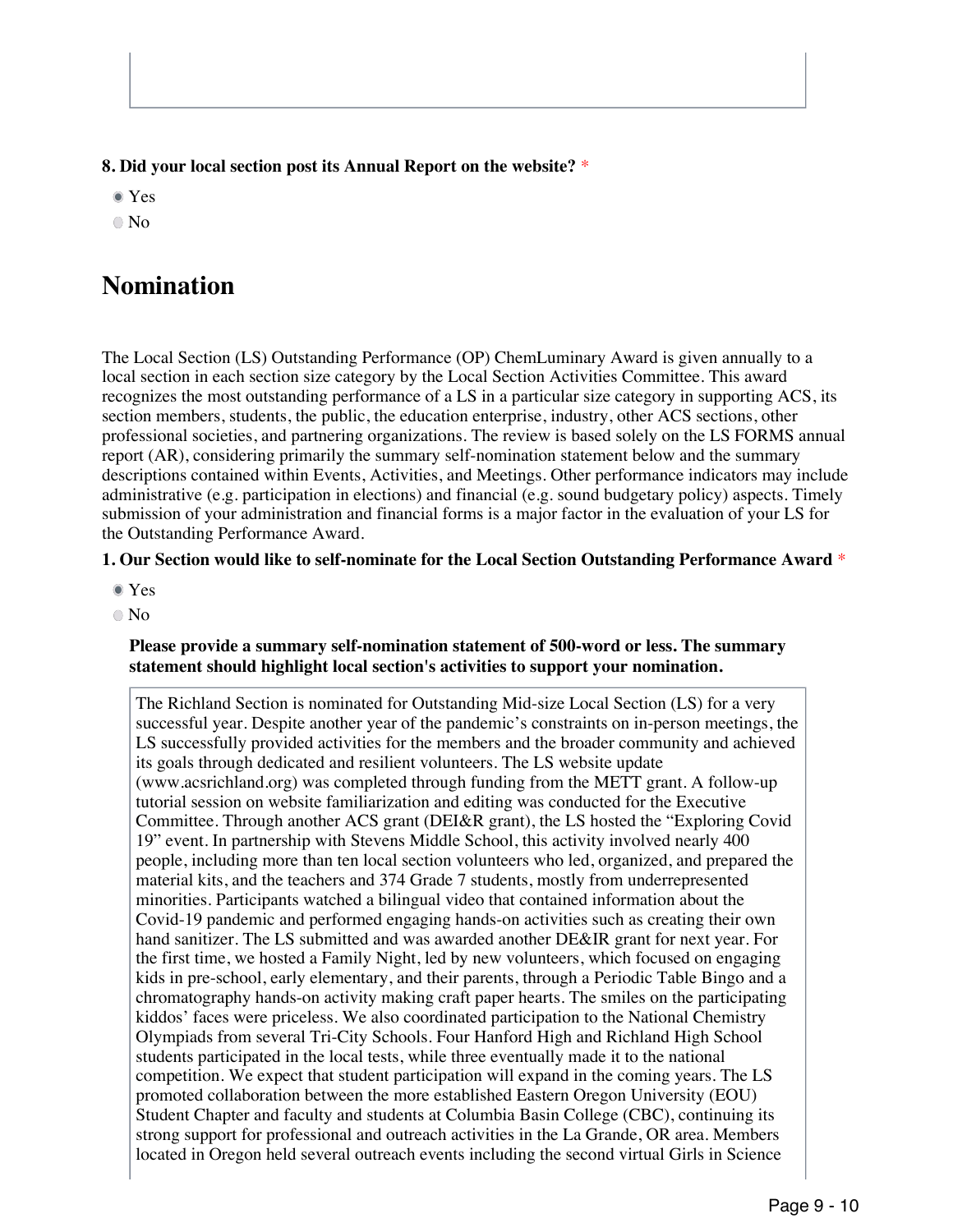**8. Did your local section post its Annual Report on the website?** *

- ◉ Yes
- ○ No

## Nomination

The Local Section (LS) Outstanding Performance (OP) ChemLuminary Award is given annually to a local section in each section size category by the Local Section Activities Committee. This award recognizes the most outstanding performance of a LS in a particular size category in supporting ACS, its section members, students, the public, the education enterprise, industry, other ACS sections, other professional societies, and partnering organizations. The review is based solely on the LS FORMS annual report (AR), considering primarily the summary self-nomination statement below and the summary descriptions contained within Events, Activities, and Meetings. Other performance indicators may include administrative (e.g. participation in elections) and financial (e.g. sound budgetary policy) aspects. Timely submission of your administration and financial forms is a major factor in the evaluation of your LS for the Outstanding Performance Award.

**1. Our Section would like to self-nominate for the Local Section Outstanding Performance Award** *

- ◉ Yes
- ○ No

**Please provide a summary self-nomination statement of 500-word or less. The summary statement should highlight local section's activities to support your nomination.**

The Richland Section is nominated for Outstanding Mid-size Local Section (LS) for a very successful year. Despite another year of the pandemic's constraints on in-person meetings, the LS successfully provided activities for the members and the broader community and achieved its goals through dedicated and resilient volunteers. The LS website update (www.acsrichland.org) was completed through funding from the METT grant. A follow-up tutorial session on website familiarization and editing was conducted for the Executive Committee. Through another ACS grant (DEI&R grant), the LS hosted the "Exploring Covid 19" event. In partnership with Stevens Middle School, this activity involved nearly 400 people, including more than ten local section volunteers who led, organized, and prepared the material kits, and the teachers and 374 Grade 7 students, mostly from underrepresented minorities. Participants watched a bilingual video that contained information about the Covid-19 pandemic and performed engaging hands-on activities such as creating their own hand sanitizer. The LS submitted and was awarded another DE&IR grant for next year. For the first time, we hosted a Family Night, led by new volunteers, which focused on engaging kids in pre-school, early elementary, and their parents, through a Periodic Table Bingo and a chromatography hands-on activity making craft paper hearts. The smiles on the participating kiddos' faces were priceless. We also coordinated participation to the National Chemistry Olympiads from several Tri-City Schools. Four Hanford High and Richland High School students participated in the local tests, while three eventually made it to the national competition. We expect that student participation will expand in the coming years. The LS promoted collaboration between the more established Eastern Oregon University (EOU) Student Chapter and faculty and students at Columbia Basin College (CBC), continuing its strong support for professional and outreach activities in the La Grande, OR area. Members located in Oregon held several outreach events including the second virtual Girls in Science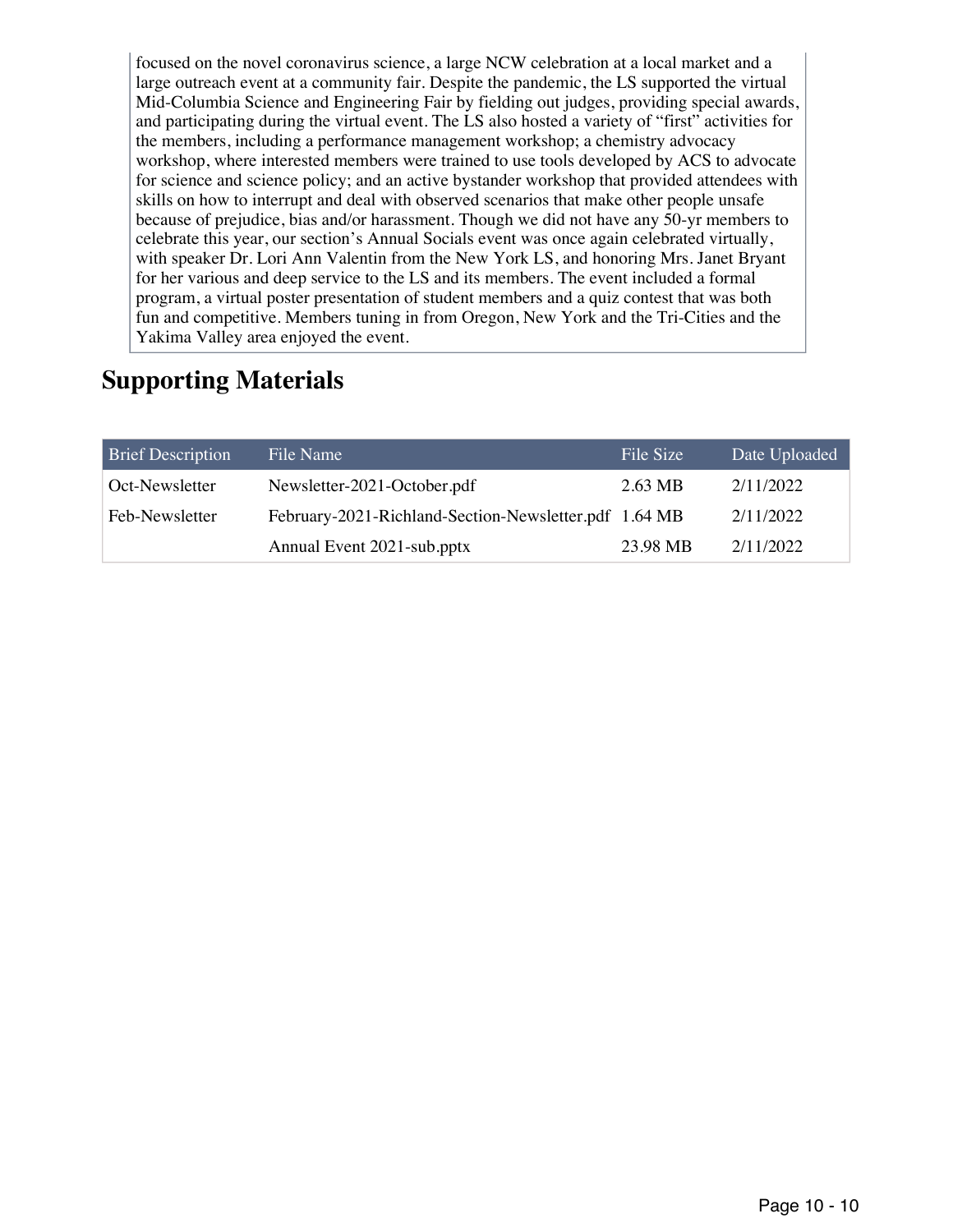focused on the novel coronavirus science, a large NCW celebration at a local market and a large outreach event at a community fair. Despite the pandemic, the LS supported the virtual Mid-Columbia Science and Engineering Fair by fielding out judges, providing special awards, and participating during the virtual event. The LS also hosted a variety of "first" activities for the members, including a performance management workshop; a chemistry advocacy workshop, where interested members were trained to use tools developed by ACS to advocate for science and science policy; and an active bystander workshop that provided attendees with skills on how to interrupt and deal with observed scenarios that make other people unsafe because of prejudice, bias and/or harassment. Though we did not have any 50-yr members to celebrate this year, our section's Annual Socials event was once again celebrated virtually, with speaker Dr. Lori Ann Valentin from the New York LS, and honoring Mrs. Janet Bryant for her various and deep service to the LS and its members. The event included a formal program, a virtual poster presentation of student members and a quiz contest that was both fun and competitive. Members tuning in from Oregon, New York and the Tri-Cities and the Yakima Valley area enjoyed the event.

## Supporting Materials

| Brief Description | File Name | File Size | Date Uploaded |
| --- | --- | --- | --- |
| Oct-Newsletter | Newsletter-2021-October.pdf | 2.63 MB | 2/11/2022 |
| Feb-Newsletter | February-2021-Richland-Section-Newsletter.pdf | 1.64 MB | 2/11/2022 |
| | Annual Event 2021-sub.pptx | 23.98 MB | 2/11/2022 |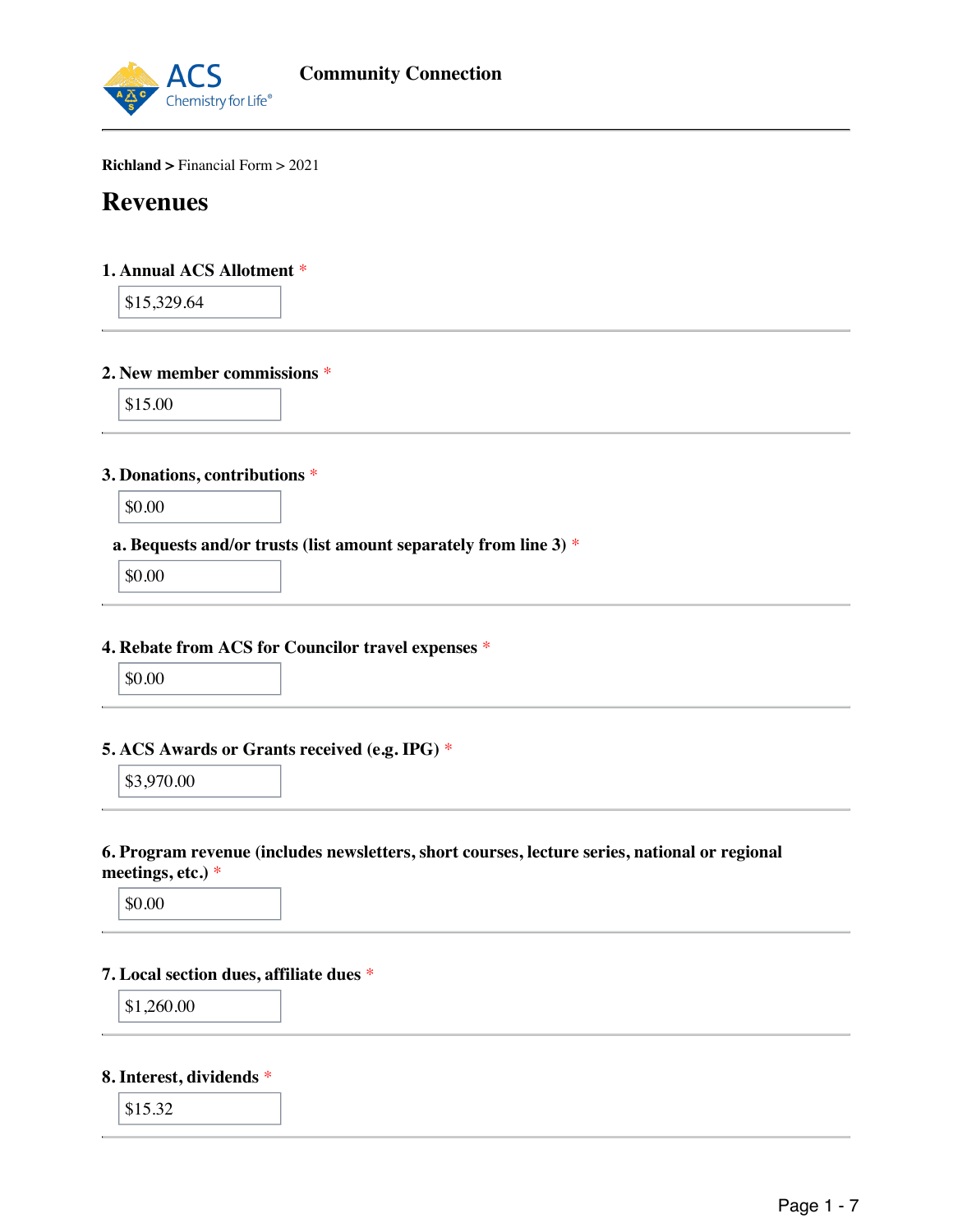**Community Connection**

**Richland >** Financial Form > 2021

# Revenues

**1. Annual ACS Allotment** *

$15,329.64

**2. New member commissions** *

$15.00

**3. Donations, contributions** *

$0.00

**a. Bequests and/or trusts (list amount separately from line 3)** *

$0.00

**4. Rebate from ACS for Councilor travel expenses** *

$0.00

**5. ACS Awards or Grants received (e.g. IPG)** *

$3,970.00

**6. Program revenue (includes newsletters, short courses, lecture series, national or regional meetings, etc.)** *

$0.00

**7. Local section dues, affiliate dues** *

$1,260.00

**8. Interest, dividends** *

$15.32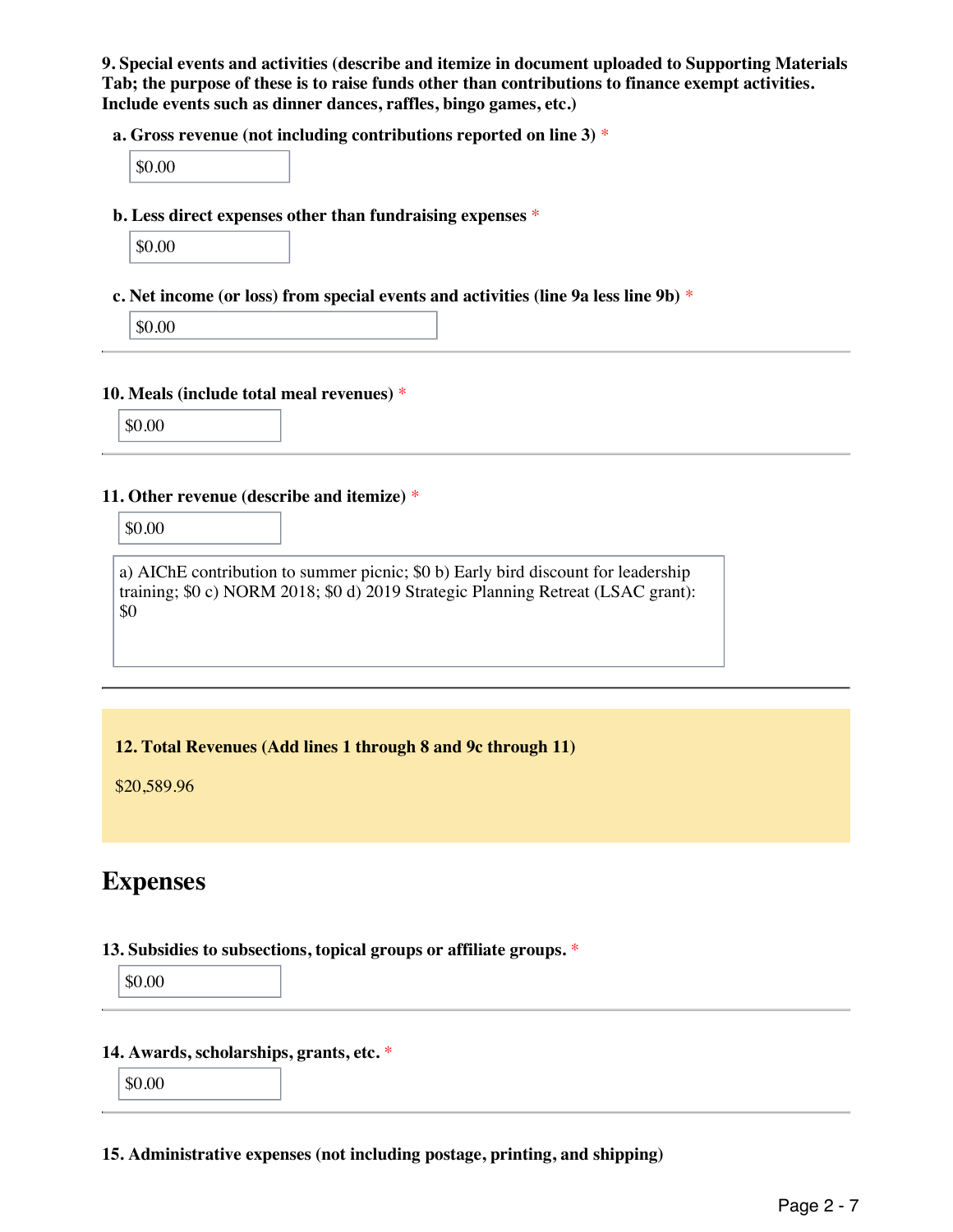**9. Special events and activities (describe and itemize in document uploaded to Supporting Materials Tab; the purpose of these is to raise funds other than contributions to finance exempt activities. Include events such as dinner dances, raffles, bingo games, etc.)**

**a. Gross revenue (not including contributions reported on line 3)** *

$0.00

**b. Less direct expenses other than fundraising expenses** *

$0.00

**c. Net income (or loss) from special events and activities (line 9a less line 9b)** *

$0.00

---

**10. Meals (include total meal revenues)** *

$0.00

---

**11. Other revenue (describe and itemize)** *

$0.00

a) AIChE contribution to summer picnic; $0 b) Early bird discount for leadership training; $0 c) NORM 2018; $0 d) 2019 Strategic Planning Retreat (LSAC grant): $0

---

**12. Total Revenues (Add lines 1 through 8 and 9c through 11)**

$20,589.96

## Expenses

**13. Subsidies to subsections, topical groups or affiliate groups.** *

$0.00

---

**14. Awards, scholarships, grants, etc.** *

$0.00

---

**15. Administrative expenses (not including postage, printing, and shipping)**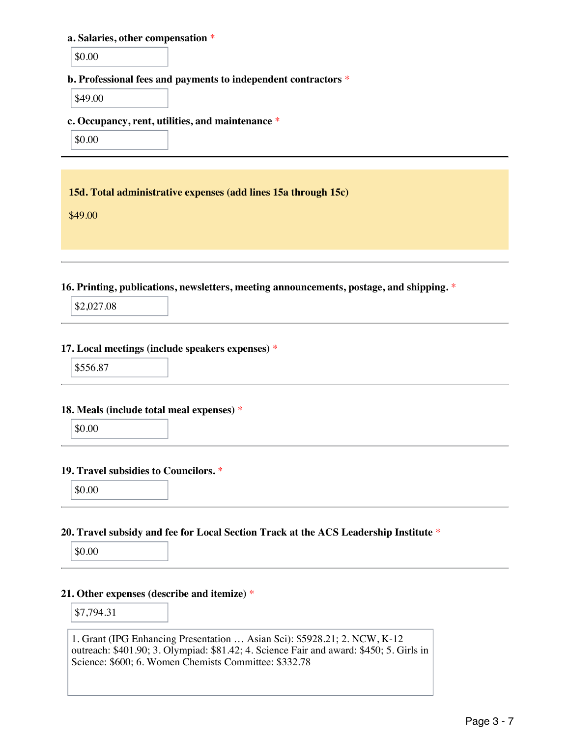**a. Salaries, other compensation** *

$0.00

**b. Professional fees and payments to independent contractors** *

$49.00

**c. Occupancy, rent, utilities, and maintenance** *

$0.00

---

**15d. Total administrative expenses (add lines 15a through 15c)**

$49.00

---

**16. Printing, publications, newsletters, meeting announcements, postage, and shipping.** *

$2,027.08

---

**17. Local meetings (include speakers expenses)** *

$556.87

---

**18. Meals (include total meal expenses)** *

$0.00

---

**19. Travel subsidies to Councilors.** *

$0.00

---

**20. Travel subsidy and fee for Local Section Track at the ACS Leadership Institute** *

$0.00

---

**21. Other expenses (describe and itemize)** *

$7,794.31

1. Grant (IPG Enhancing Presentation … Asian Sci): $5928.21; 2. NCW, K-12 outreach: $401.90; 3. Olympiad: $81.42; 4. Science Fair and award: $450; 5. Girls in Science: $600; 6. Women Chemists Committee: $332.78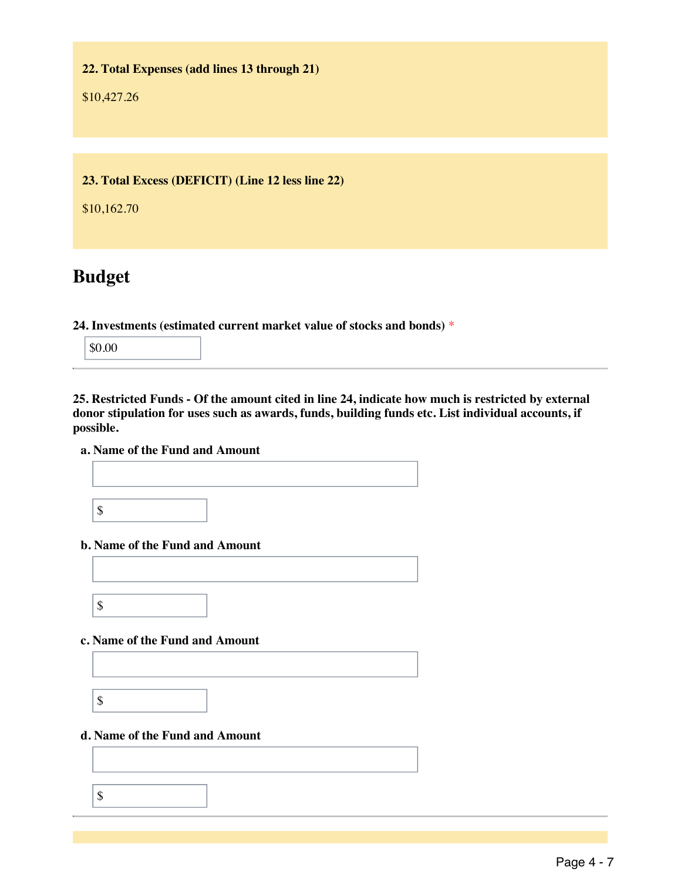**22. Total Expenses (add lines 13 through 21)**

$10,427.26

**23. Total Excess (DEFICIT) (Line 12 less line 22)**

$10,162.70

## Budget

**24. Investments (estimated current market value of stocks and bonds)** *

$0.00

**25. Restricted Funds - Of the amount cited in line 24, indicate how much is restricted by external donor stipulation for uses such as awards, funds, building funds etc. List individual accounts, if possible.**

**a. Name of the Fund and Amount**

$

**b. Name of the Fund and Amount**

$

**c. Name of the Fund and Amount**

$

**d. Name of the Fund and Amount**

$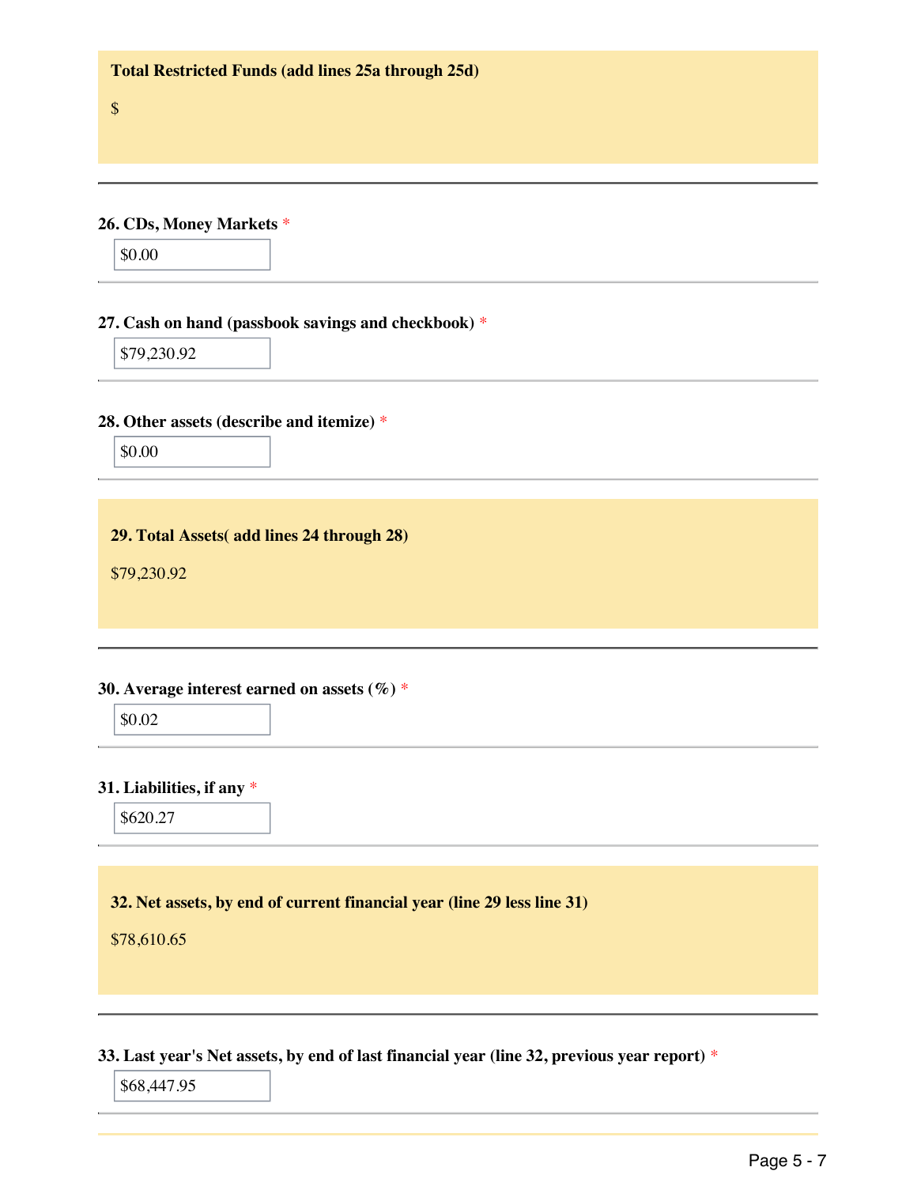**Total Restricted Funds (add lines 25a through 25d)**

$

---

**26. CDs, Money Markets** *

$0.00

---

**27. Cash on hand (passbook savings and checkbook)** *

$79,230.92

---

**28. Other assets (describe and itemize)** *

$0.00

---

**29. Total Assets( add lines 24 through 28)**

$79,230.92

---

**30. Average interest earned on assets (%)** *

$0.02

---

**31. Liabilities, if any** *

$620.27

---

**32. Net assets, by end of current financial year (line 29 less line 31)**

$78,610.65

---

**33. Last year's Net assets, by end of last financial year (line 32, previous year report)** *

$68,447.95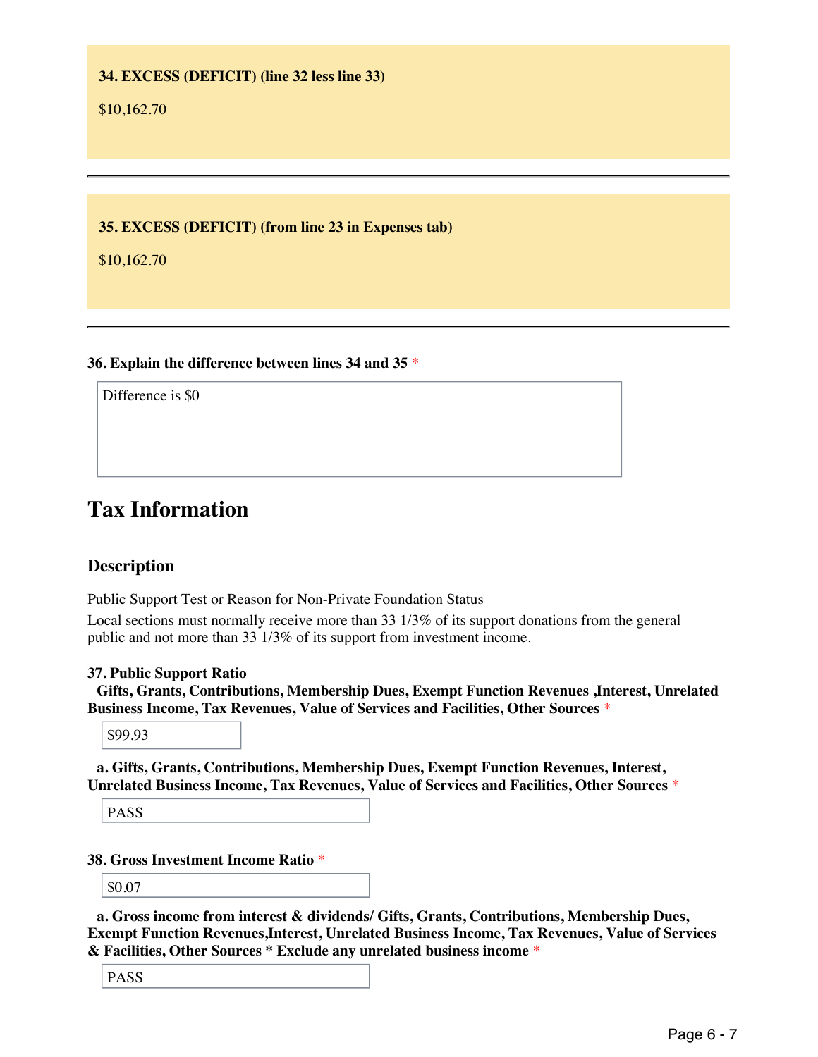**34. EXCESS (DEFICIT) (line 32 less line 33)**

$10,162.70

---

**35. EXCESS (DEFICIT) (from line 23 in Expenses tab)**

$10,162.70

---

**36. Explain the difference between lines 34 and 35** *

Difference is $0

# Tax Information

## Description

Public Support Test or Reason for Non-Private Foundation Status

Local sections must normally receive more than 33 1/3% of its support donations from the general public and not more than 33 1/3% of its support from investment income.

**37. Public Support Ratio**
**Gifts, Grants, Contributions, Membership Dues, Exempt Function Revenues ,Interest, Unrelated Business Income, Tax Revenues, Value of Services and Facilities, Other Sources** *

$99.93

**a. Gifts, Grants, Contributions, Membership Dues, Exempt Function Revenues, Interest, Unrelated Business Income, Tax Revenues, Value of Services and Facilities, Other Sources** *

PASS

**38. Gross Investment Income Ratio** *

$0.07

**a. Gross income from interest & dividends/ Gifts, Grants, Contributions, Membership Dues, Exempt Function Revenues,Interest, Unrelated Business Income, Tax Revenues, Value of Services & Facilities, Other Sources * Exclude any unrelated business income** *

PASS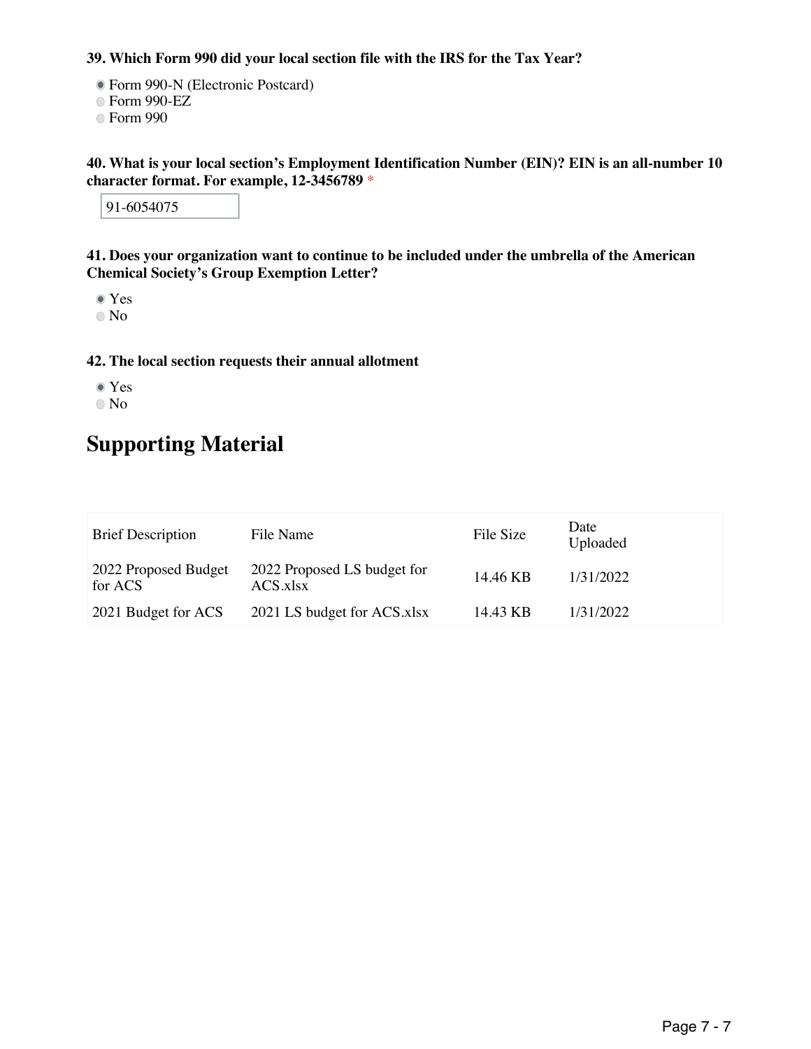**39. Which Form 990 did your local section file with the IRS for the Tax Year?**

- (●) Form 990-N (Electronic Postcard)
- ( ) Form 990-EZ
- ( ) Form 990

**40. What is your local section's Employment Identification Number (EIN)? EIN is an all-number 10 character format. For example, 12-3456789** *

91-6054075

**41. Does your organization want to continue to be included under the umbrella of the American Chemical Society's Group Exemption Letter?**

- (●) Yes
- ( ) No

**42. The local section requests their annual allotment**

- (●) Yes
- ( ) No

# Supporting Material

| Brief Description | File Name | File Size | Date Uploaded |
|---|---|---|---|
| 2022 Proposed Budget for ACS | 2022 Proposed LS budget for ACS.xlsx | 14.46 KB | 1/31/2022 |
| 2021 Budget for ACS | 2021 LS budget for ACS.xlsx | 14.43 KB | 1/31/2022 |